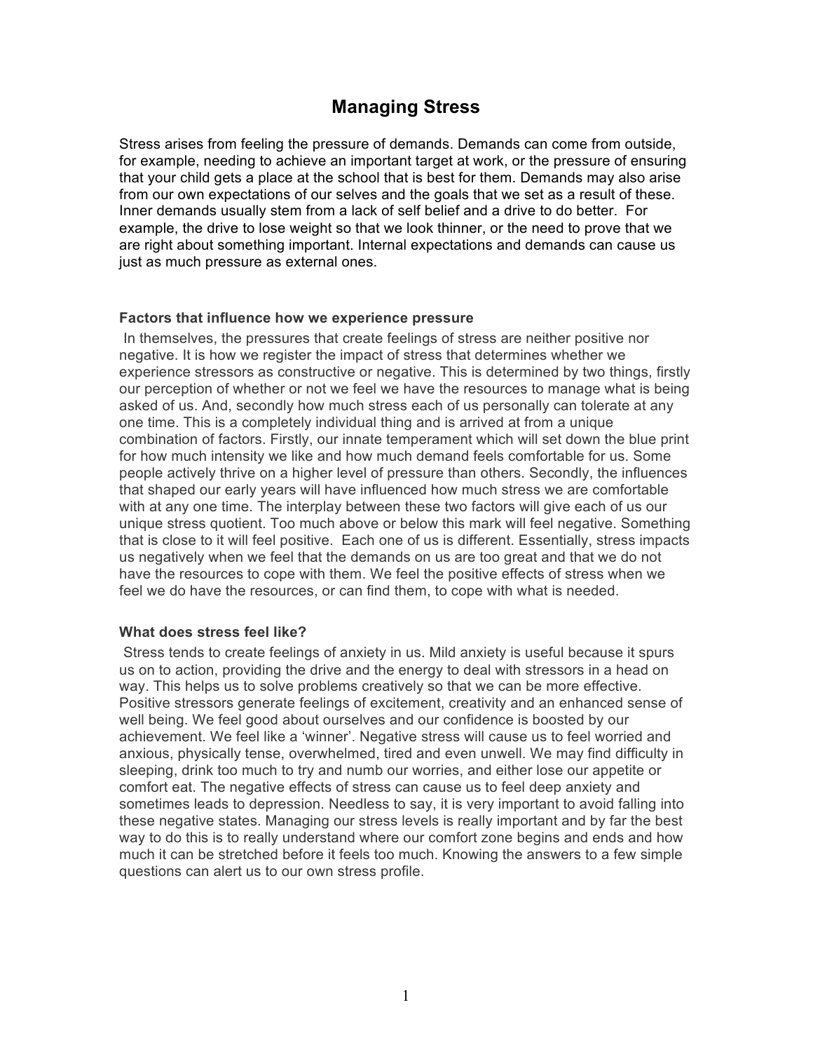# Managing Stress

Stress arises from feeling the pressure of demands. Demands can come from outside, for example, needing to achieve an important target at work, or the pressure of ensuring that your child gets a place at the school that is best for them. Demands may also arise from our own expectations of our selves and the goals that we set as a result of these. Inner demands usually stem from a lack of self belief and a drive to do better. For example, the drive to lose weight so that we look thinner, or the need to prove that we are right about something important. Internal expectations and demands can cause us just as much pressure as external ones.

### Factors that influence how we experience pressure

In themselves, the pressures that create feelings of stress are neither positive nor negative. It is how we register the impact of stress that determines whether we experience stressors as constructive or negative. This is determined by two things, firstly our perception of whether or not we feel we have the resources to manage what is being asked of us. And, secondly how much stress each of us personally can tolerate at any one time. This is a completely individual thing and is arrived at from a unique combination of factors. Firstly, our innate temperament which will set down the blue print for how much intensity we like and how much demand feels comfortable for us. Some people actively thrive on a higher level of pressure than others. Secondly, the influences that shaped our early years will have influenced how much stress we are comfortable with at any one time. The interplay between these two factors will give each of us our unique stress quotient. Too much above or below this mark will feel negative. Something that is close to it will feel positive. Each one of us is different. Essentially, stress impacts us negatively when we feel that the demands on us are too great and that we do not have the resources to cope with them. We feel the positive effects of stress when we feel we do have the resources, or can find them, to cope with what is needed.

### What does stress feel like?

Stress tends to create feelings of anxiety in us. Mild anxiety is useful because it spurs us on to action, providing the drive and the energy to deal with stressors in a head on way. This helps us to solve problems creatively so that we can be more effective. Positive stressors generate feelings of excitement, creativity and an enhanced sense of well being. We feel good about ourselves and our confidence is boosted by our achievement. We feel like a 'winner'. Negative stress will cause us to feel worried and anxious, physically tense, overwhelmed, tired and even unwell. We may find difficulty in sleeping, drink too much to try and numb our worries, and either lose our appetite or comfort eat. The negative effects of stress can cause us to feel deep anxiety and sometimes leads to depression. Needless to say, it is very important to avoid falling into these negative states. Managing our stress levels is really important and by far the best way to do this is to really understand where our comfort zone begins and ends and how much it can be stretched before it feels too much. Knowing the answers to a few simple questions can alert us to our own stress profile.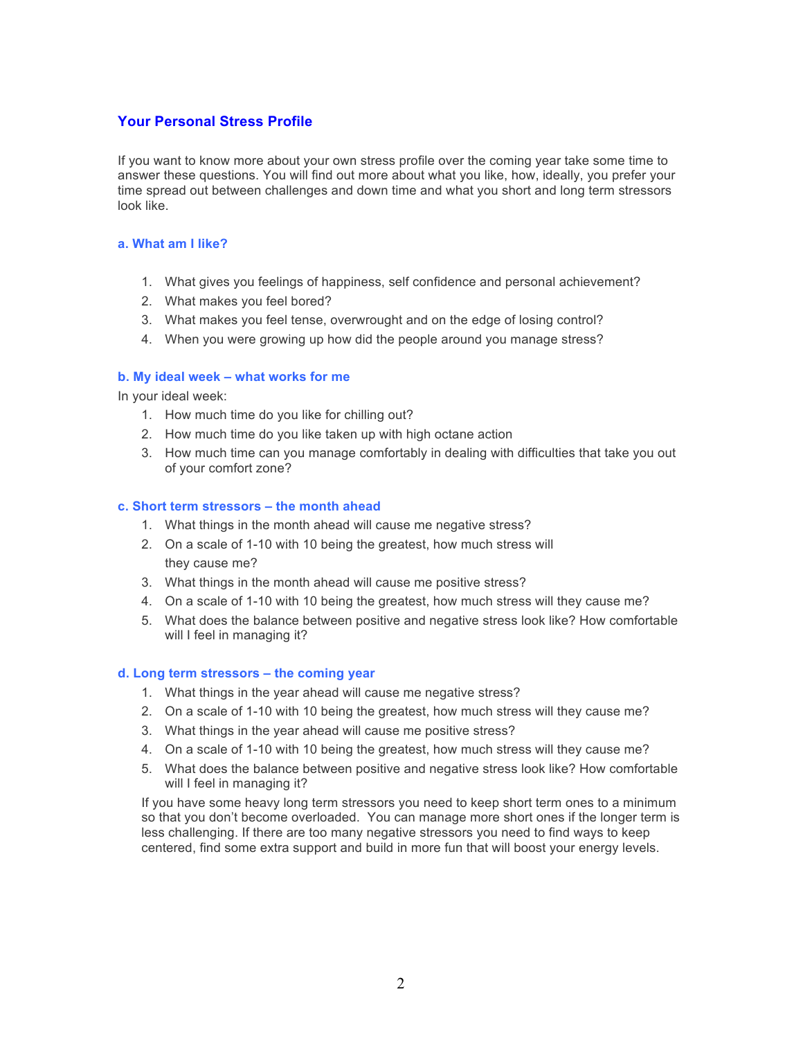## Your Personal Stress Profile

If you want to know more about your own stress profile over the coming year take some time to answer these questions. You will find out more about what you like, how, ideally, you prefer your time spread out between challenges and down time and what you short and long term stressors look like.

### a. What am I like?

1. What gives you feelings of happiness, self confidence and personal achievement?
2. What makes you feel bored?
3. What makes you feel tense, overwrought and on the edge of losing control?
4. When you were growing up how did the people around you manage stress?

### b. My ideal week – what works for me

In your ideal week:

1. How much time do you like for chilling out?
2. How much time do you like taken up with high octane action
3. How much time can you manage comfortably in dealing with difficulties that take you out of your comfort zone?

### c. Short term stressors – the month ahead

1. What things in the month ahead will cause me negative stress?
2. On a scale of 1-10 with 10 being the greatest, how much stress will they cause me?
3. What things in the month ahead will cause me positive stress?
4. On a scale of 1-10 with 10 being the greatest, how much stress will they cause me?
5. What does the balance between positive and negative stress look like? How comfortable will I feel in managing it?

### d. Long term stressors – the coming year

1. What things in the year ahead will cause me negative stress?
2. On a scale of 1-10 with 10 being the greatest, how much stress will they cause me?
3. What things in the year ahead will cause me positive stress?
4. On a scale of 1-10 with 10 being the greatest, how much stress will they cause me?
5. What does the balance between positive and negative stress look like? How comfortable will I feel in managing it?

If you have some heavy long term stressors you need to keep short term ones to a minimum so that you don't become overloaded. You can manage more short ones if the longer term is less challenging. If there are too many negative stressors you need to find ways to keep centered, find some extra support and build in more fun that will boost your energy levels.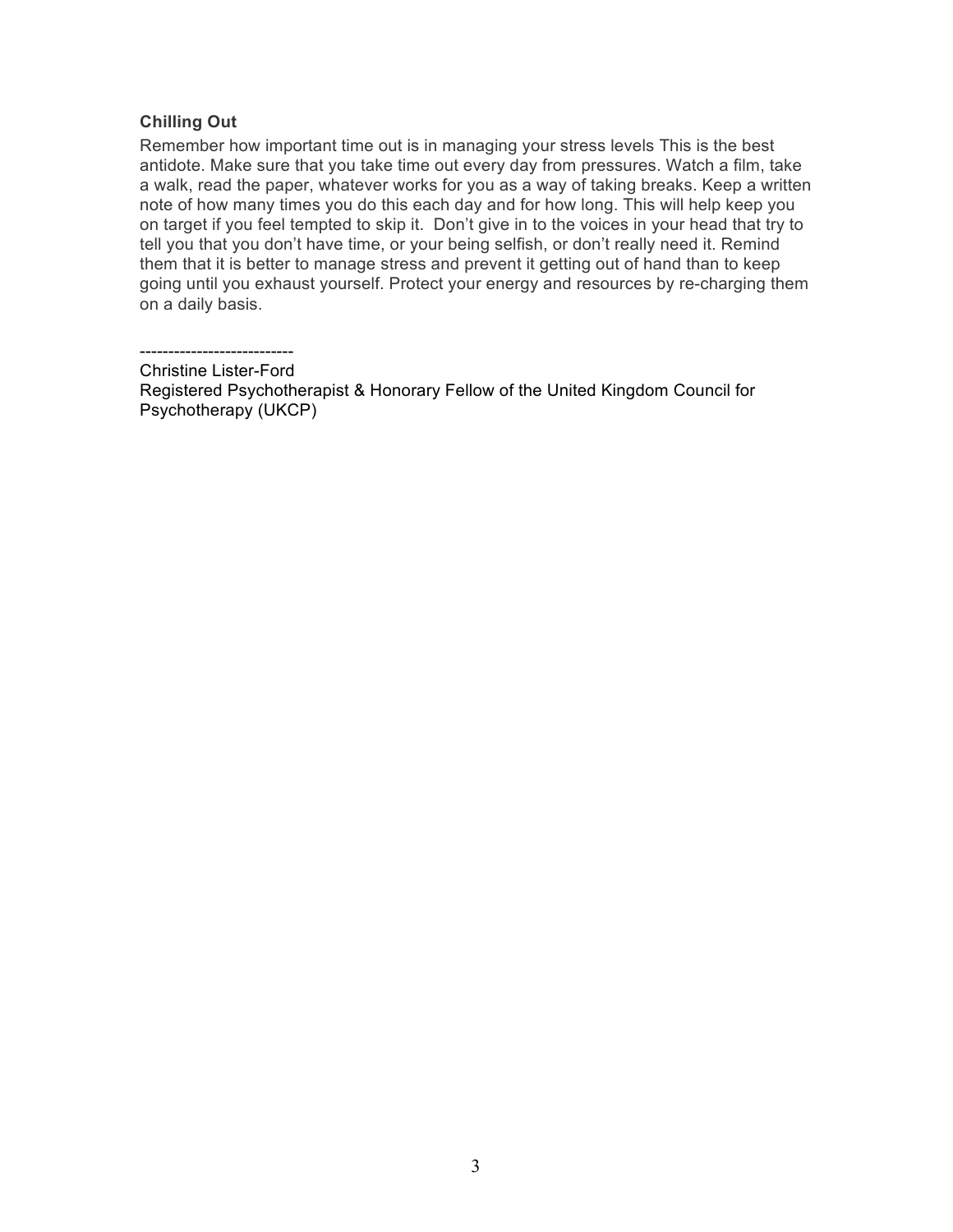**Chilling Out**

Remember how important time out is in managing your stress levels This is the best antidote. Make sure that you take time out every day from pressures. Watch a film, take a walk, read the paper, whatever works for you as a way of taking breaks. Keep a written note of how many times you do this each day and for how long. This will help keep you on target if you feel tempted to skip it. Don't give in to the voices in your head that try to tell you that you don't have time, or your being selfish, or don't really need it. Remind them that it is better to manage stress and prevent it getting out of hand than to keep going until you exhaust yourself. Protect your energy and resources by re-charging them on a daily basis.

--------------------------

Christine Lister-Ford
Registered Psychotherapist & Honorary Fellow of the United Kingdom Council for Psychotherapy (UKCP)